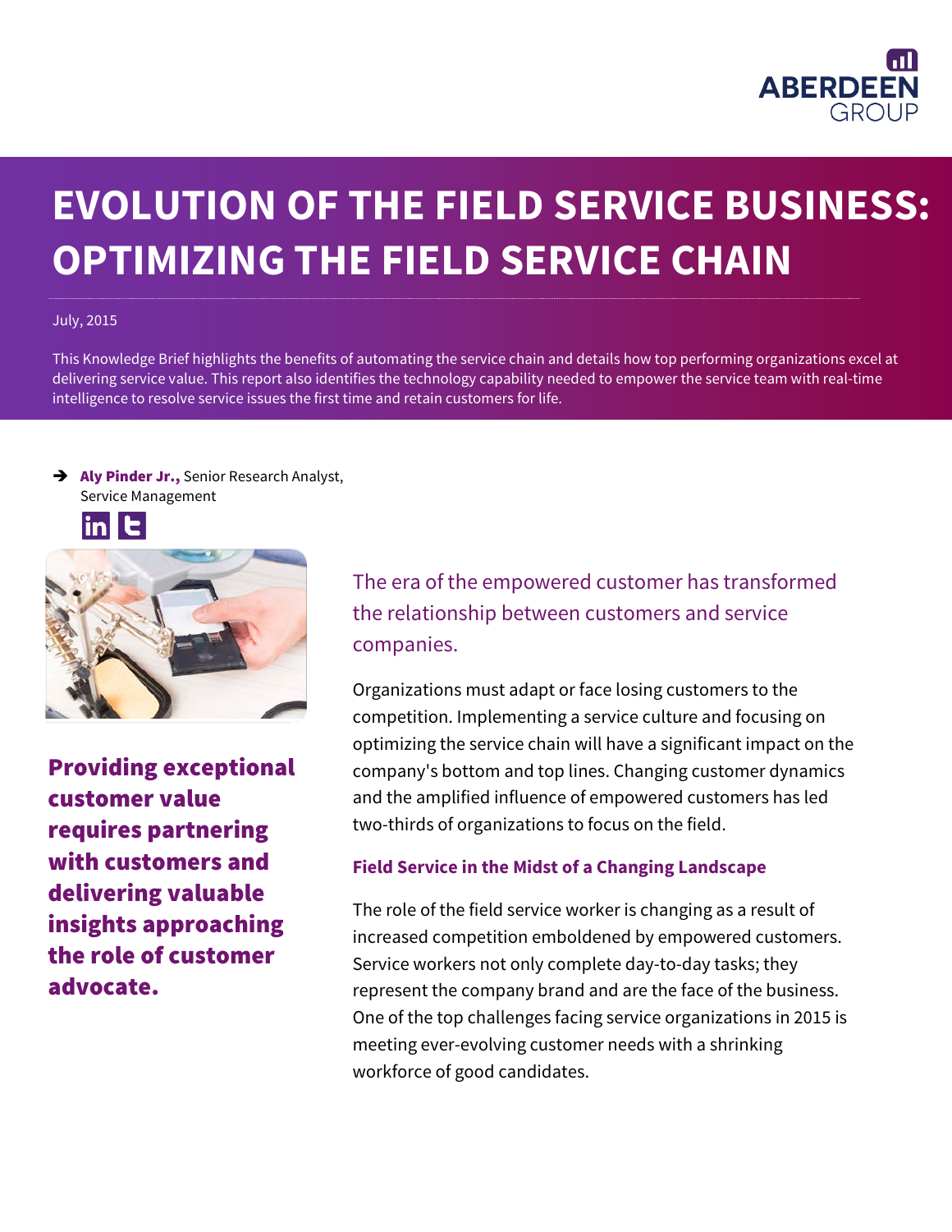ABERDEEN GROUP

# EVOLUTION OF THE FIELD SERVICE BUSINESS: OPTIMIZING THE FIELD SERVICE CHAIN

July, 2015

This Knowledge Brief highlights the benefits of automating the service chain and details how top performing organizations excel at delivering service value. This report also identifies the technology capability needed to empower the service team with real-time intelligence to resolve service issues the first time and retain customers for life.

➔ **Aly Pinder Jr.,** Senior Research Analyst, Service Management

**Providing exceptional customer value requires partnering with customers and delivering valuable insights approaching the role of customer advocate.**

The era of the empowered customer has transformed the relationship between customers and service companies.

Organizations must adapt or face losing customers to the competition. Implementing a service culture and focusing on optimizing the service chain will have a significant impact on the company's bottom and top lines. Changing customer dynamics and the amplified influence of empowered customers has led two-thirds of organizations to focus on the field.

### Field Service in the Midst of a Changing Landscape

The role of the field service worker is changing as a result of increased competition emboldened by empowered customers. Service workers not only complete day-to-day tasks; they represent the company brand and are the face of the business. One of the top challenges facing service organizations in 2015 is meeting ever-evolving customer needs with a shrinking workforce of good candidates.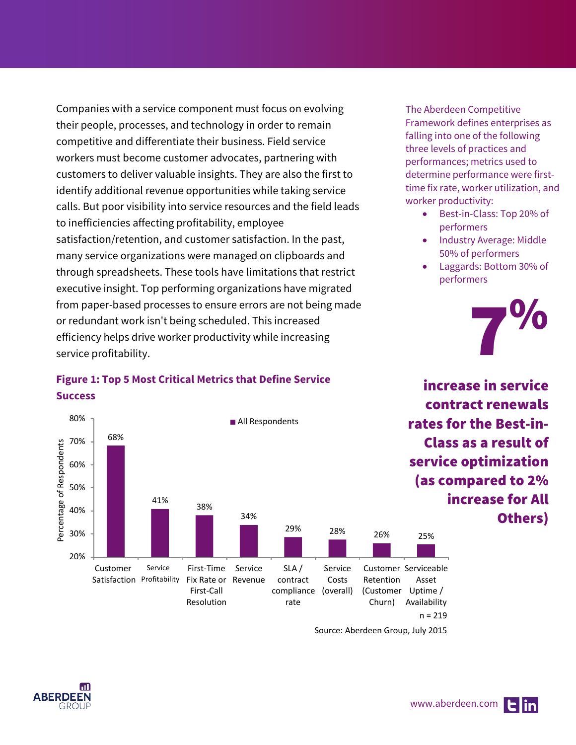Companies with a service component must focus on evolving their people, processes, and technology in order to remain competitive and differentiate their business. Field service workers must become customer advocates, partnering with customers to deliver valuable insights. They are also the first to identify additional revenue opportunities while taking service calls. But poor visibility into service resources and the field leads to inefficiencies affecting profitability, employee satisfaction/retention, and customer satisfaction. In the past, many service organizations were managed on clipboards and through spreadsheets. These tools have limitations that restrict executive insight. Top performing organizations have migrated from paper-based processes to ensure errors are not being made or redundant work isn't being scheduled. This increased efficiency helps drive worker productivity while increasing service profitability.

The Aberdeen Competitive Framework defines enterprises as falling into one of the following three levels of practices and performances; metrics used to determine performance were first-time fix rate, worker utilization, and worker productivity:

- Best-in-Class: Top 20% of performers
- Industry Average: Middle 50% of performers
- Laggards: Bottom 30% of performers

**7%**

**increase in service contract renewals rates for the Best-in-Class as a result of service optimization (as compared to 2% increase for All Others)**

### Figure 1: Top 5 Most Critical Metrics that Define Service Success

| Metric | All Respondents (Percentage of Respondents) |
|---|---|
| Customer Satisfaction | 68% |
| Service Profitability | 41% |
| First-Time Fix Rate or First-Call Resolution | 38% |
| Service Revenue | 34% |
| SLA / contract compliance rate | 29% |
| Service Costs (overall) | 28% |
| Customer Retention (Customer Churn) | 26% |
| Serviceable Asset Uptime / Availability | 25% |

n = 219

Source: Aberdeen Group, July 2015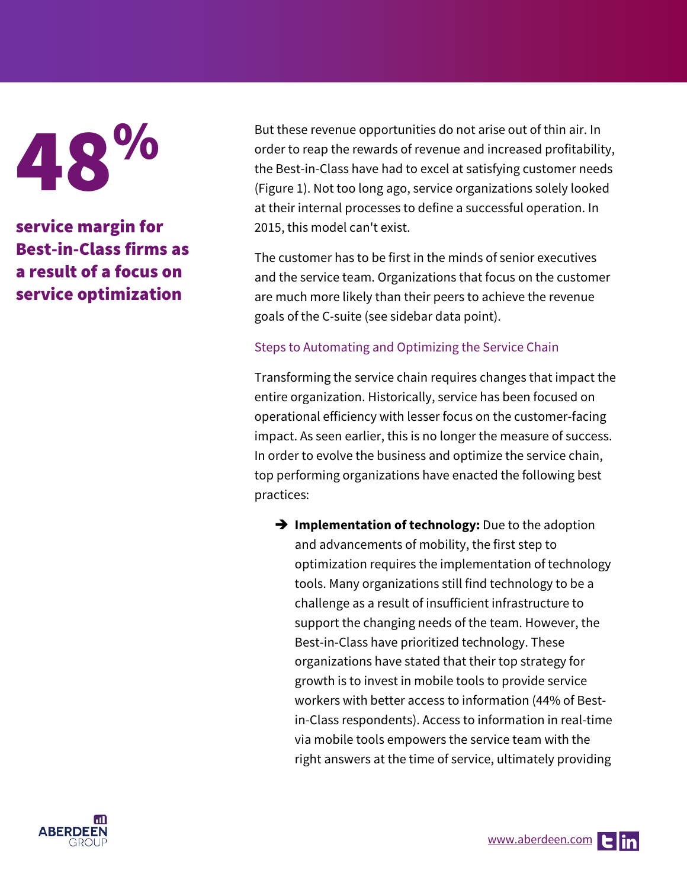**48%**

**service margin for Best-in-Class firms as a result of a focus on service optimization**

But these revenue opportunities do not arise out of thin air. In order to reap the rewards of revenue and increased profitability, the Best-in-Class have had to excel at satisfying customer needs (Figure 1). Not too long ago, service organizations solely looked at their internal processes to define a successful operation. In 2015, this model can't exist.

The customer has to be first in the minds of senior executives and the service team. Organizations that focus on the customer are much more likely than their peers to achieve the revenue goals of the C-suite (see sidebar data point).

### Steps to Automating and Optimizing the Service Chain

Transforming the service chain requires changes that impact the entire organization. Historically, service has been focused on operational efficiency with lesser focus on the customer-facing impact. As seen earlier, this is no longer the measure of success. In order to evolve the business and optimize the service chain, top performing organizations have enacted the following best practices:

- **Implementation of technology:** Due to the adoption and advancements of mobility, the first step to optimization requires the implementation of technology tools. Many organizations still find technology to be a challenge as a result of insufficient infrastructure to support the changing needs of the team. However, the Best-in-Class have prioritized technology. These organizations have stated that their top strategy for growth is to invest in mobile tools to provide service workers with better access to information (44% of Best-in-Class respondents). Access to information in real-time via mobile tools empowers the service team with the right answers at the time of service, ultimately providing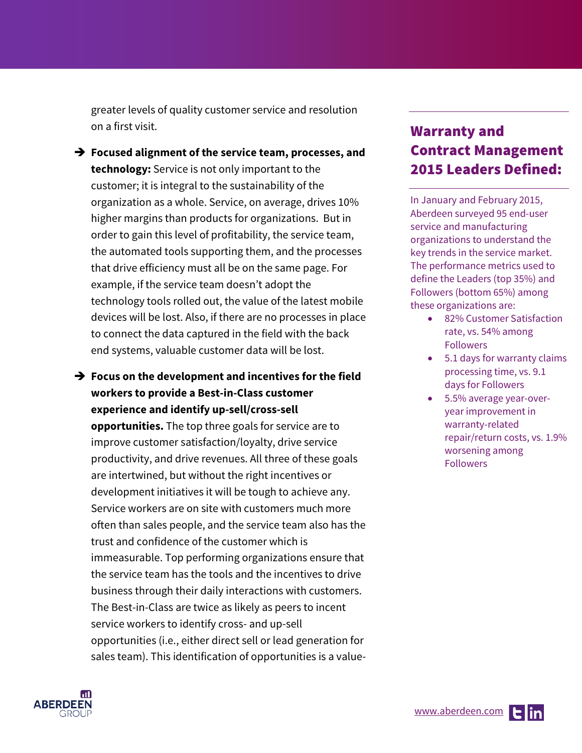greater levels of quality customer service and resolution on a first visit.

- **Focused alignment of the service team, processes, and technology:** Service is not only important to the customer; it is integral to the sustainability of the organization as a whole. Service, on average, drives 10% higher margins than products for organizations. But in order to gain this level of profitability, the service team, the automated tools supporting them, and the processes that drive efficiency must all be on the same page. For example, if the service team doesn't adopt the technology tools rolled out, the value of the latest mobile devices will be lost. Also, if there are no processes in place to connect the data captured in the field with the back end systems, valuable customer data will be lost.

- **Focus on the development and incentives for the field workers to provide a Best-in-Class customer experience and identify up-sell/cross-sell opportunities.** The top three goals for service are to improve customer satisfaction/loyalty, drive service productivity, and drive revenues. All three of these goals are intertwined, but without the right incentives or development initiatives it will be tough to achieve any. Service workers are on site with customers much more often than sales people, and the service team also has the trust and confidence of the customer which is immeasurable. Top performing organizations ensure that the service team has the tools and the incentives to drive business through their daily interactions with customers. The Best-in-Class are twice as likely as peers to incent service workers to identify cross- and up-sell opportunities (i.e., either direct sell or lead generation for sales team). This identification of opportunities is a value-

## Warranty and Contract Management 2015 Leaders Defined:

In January and February 2015, Aberdeen surveyed 95 end-user service and manufacturing organizations to understand the key trends in the service market. The performance metrics used to define the Leaders (top 35%) and Followers (bottom 65%) among these organizations are:

- 82% Customer Satisfaction rate, vs. 54% among Followers
- 5.1 days for warranty claims processing time, vs. 9.1 days for Followers
- 5.5% average year-over-year improvement in warranty-related repair/return costs, vs. 1.9% worsening among Followers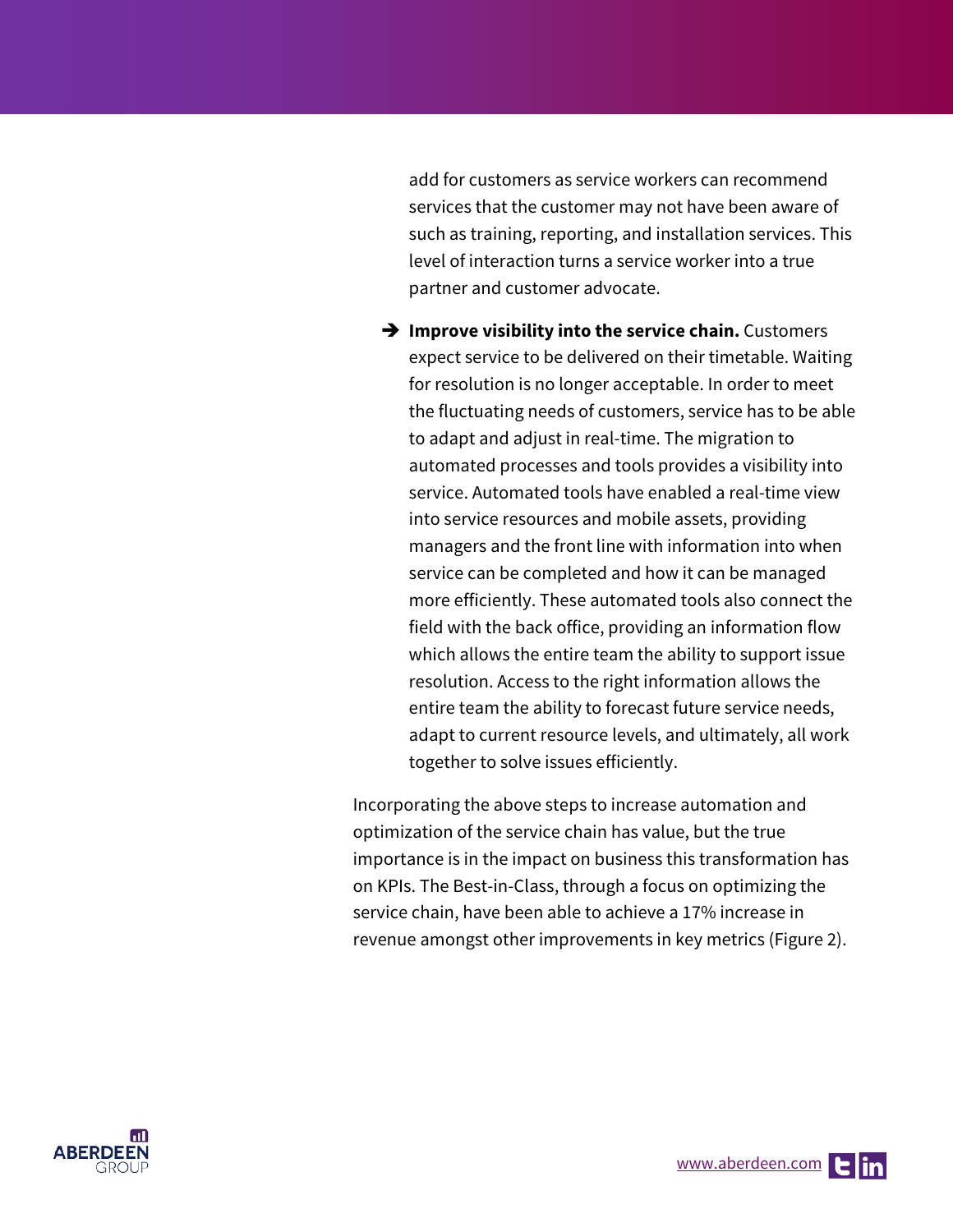add for customers as service workers can recommend services that the customer may not have been aware of such as training, reporting, and installation services. This level of interaction turns a service worker into a true partner and customer advocate.

- **Improve visibility into the service chain.** Customers expect service to be delivered on their timetable. Waiting for resolution is no longer acceptable. In order to meet the fluctuating needs of customers, service has to be able to adapt and adjust in real-time. The migration to automated processes and tools provides a visibility into service. Automated tools have enabled a real-time view into service resources and mobile assets, providing managers and the front line with information into when service can be completed and how it can be managed more efficiently. These automated tools also connect the field with the back office, providing an information flow which allows the entire team the ability to support issue resolution. Access to the right information allows the entire team the ability to forecast future service needs, adapt to current resource levels, and ultimately, all work together to solve issues efficiently.

Incorporating the above steps to increase automation and optimization of the service chain has value, but the true importance is in the impact on business this transformation has on KPIs. The Best-in-Class, through a focus on optimizing the service chain, have been able to achieve a 17% increase in revenue amongst other improvements in key metrics (Figure 2).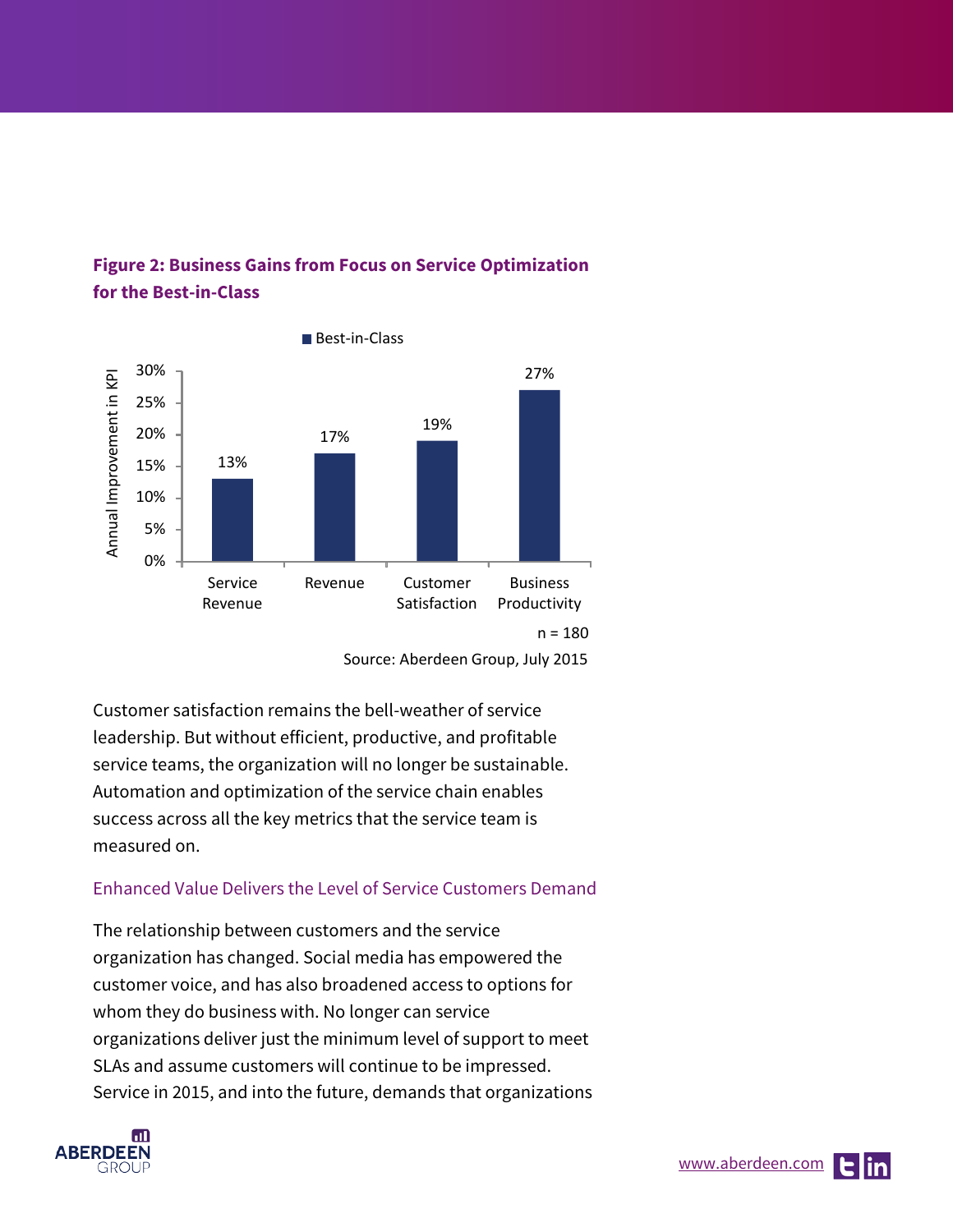**Figure 2: Business Gains from Focus on Service Optimization for the Best-in-Class**

| | Best-in-Class |
|---|---|
| Service Revenue | 13% |
| Revenue | 17% |
| Customer Satisfaction | 19% |
| Business Productivity | 27% |

n = 180

Source: Aberdeen Group, July 2015

Customer satisfaction remains the bell-weather of service leadership. But without efficient, productive, and profitable service teams, the organization will no longer be sustainable. Automation and optimization of the service chain enables success across all the key metrics that the service team is measured on.

### Enhanced Value Delivers the Level of Service Customers Demand

The relationship between customers and the service organization has changed. Social media has empowered the customer voice, and has also broadened access to options for whom they do business with. No longer can service organizations deliver just the minimum level of support to meet SLAs and assume customers will continue to be impressed. Service in 2015, and into the future, demands that organizations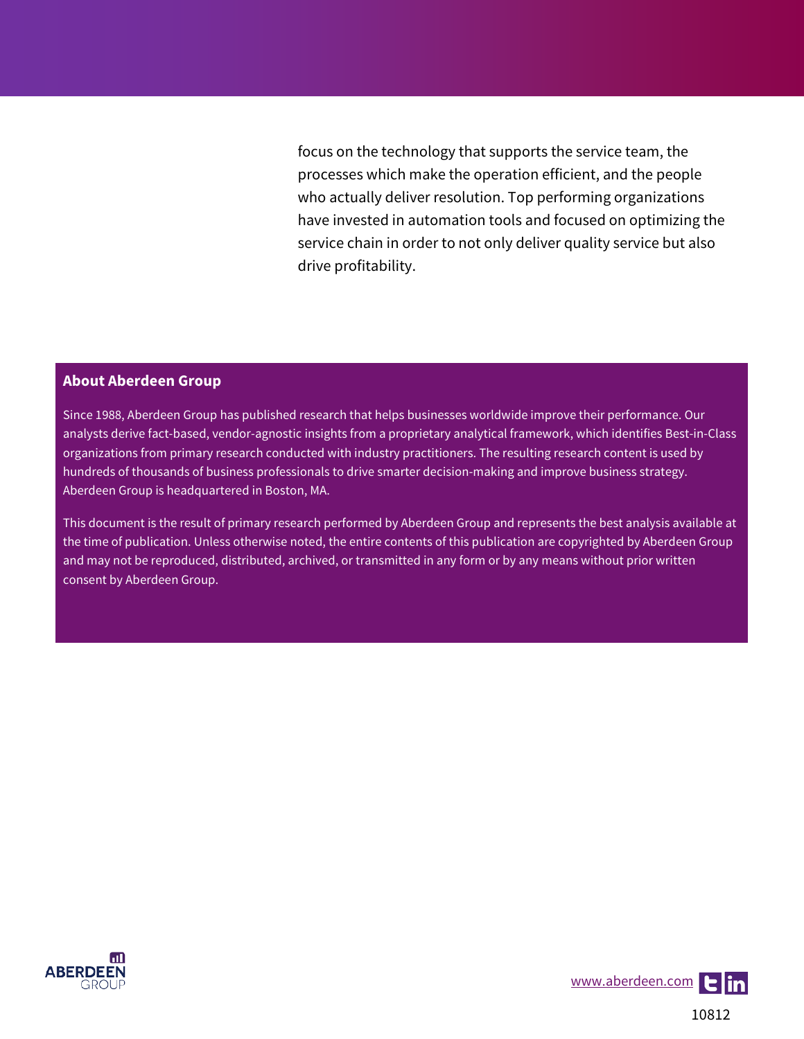focus on the technology that supports the service team, the processes which make the operation efficient, and the people who actually deliver resolution. Top performing organizations have invested in automation tools and focused on optimizing the service chain in order to not only deliver quality service but also drive profitability.

## About Aberdeen Group

Since 1988, Aberdeen Group has published research that helps businesses worldwide improve their performance. Our analysts derive fact-based, vendor-agnostic insights from a proprietary analytical framework, which identifies Best-in-Class organizations from primary research conducted with industry practitioners. The resulting research content is used by hundreds of thousands of business professionals to drive smarter decision-making and improve business strategy. Aberdeen Group is headquartered in Boston, MA.

This document is the result of primary research performed by Aberdeen Group and represents the best analysis available at the time of publication. Unless otherwise noted, the entire contents of this publication are copyrighted by Aberdeen Group and may not be reproduced, distributed, archived, or transmitted in any form or by any means without prior written consent by Aberdeen Group.

ABERDEEN GROUP

www.aberdeen.com

10812